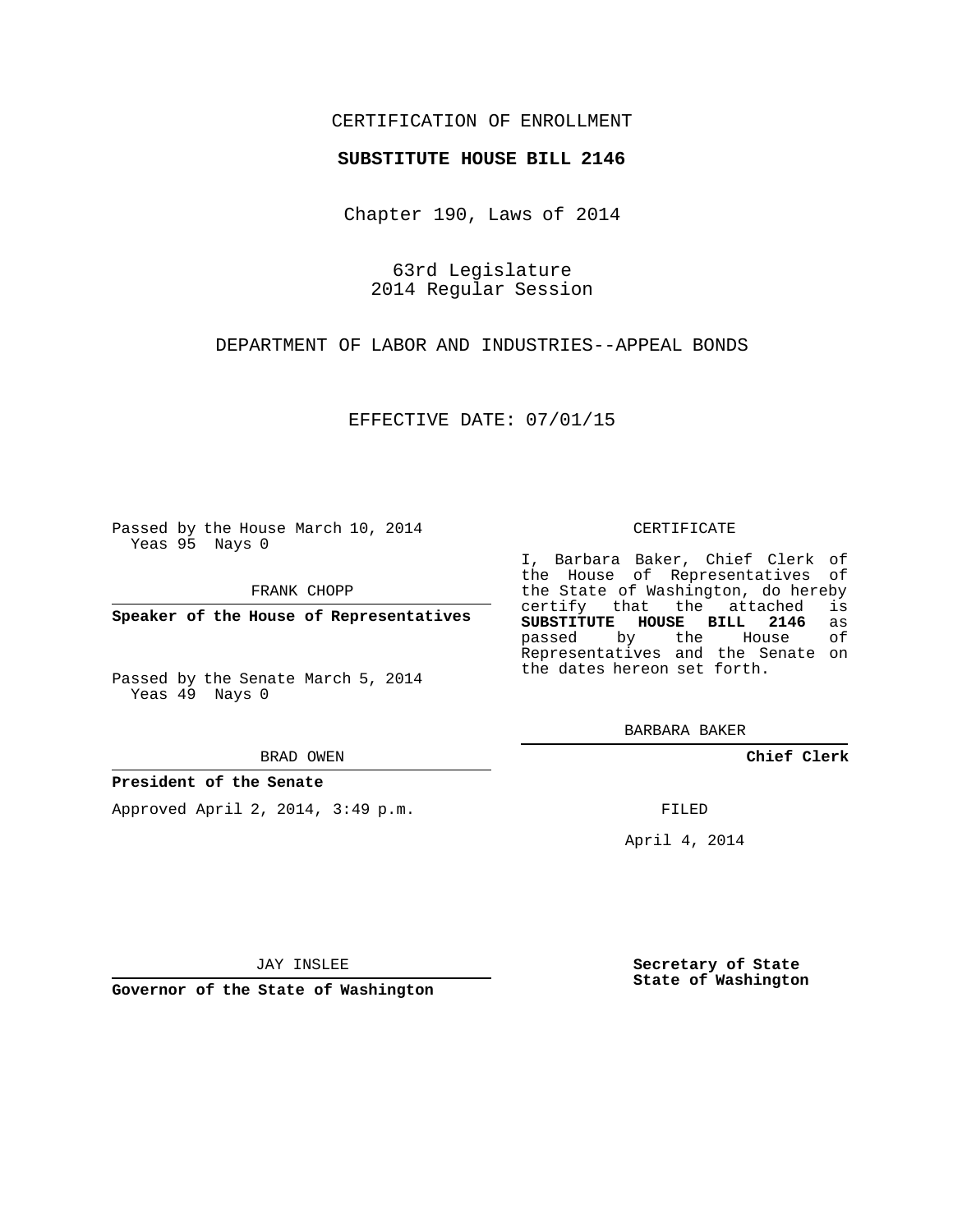CERTIFICATION OF ENROLLMENT

**SUBSTITUTE HOUSE BILL 2146**

Chapter 190, Laws of 2014

63rd Legislature
2014 Regular Session

DEPARTMENT OF LABOR AND INDUSTRIES--APPEAL BONDS

EFFECTIVE DATE: 07/01/15

Passed by the House March 10, 2014
Yeas 95 Nays 0

FRANK CHOPP

**Speaker of the House of Representatives**

Passed by the Senate March 5, 2014
Yeas 49 Nays 0

BRAD OWEN

**President of the Senate**

Approved April 2, 2014, 3:49 p.m.

JAY INSLEE

**Governor of the State of Washington**

CERTIFICATE

I, Barbara Baker, Chief Clerk of the House of Representatives of the State of Washington, do hereby certify that the attached is **SUBSTITUTE HOUSE BILL 2146** as passed by the House of Representatives and the Senate on the dates hereon set forth.

BARBARA BAKER

**Chief Clerk**

FILED

April 4, 2014

**Secretary of State**
**State of Washington**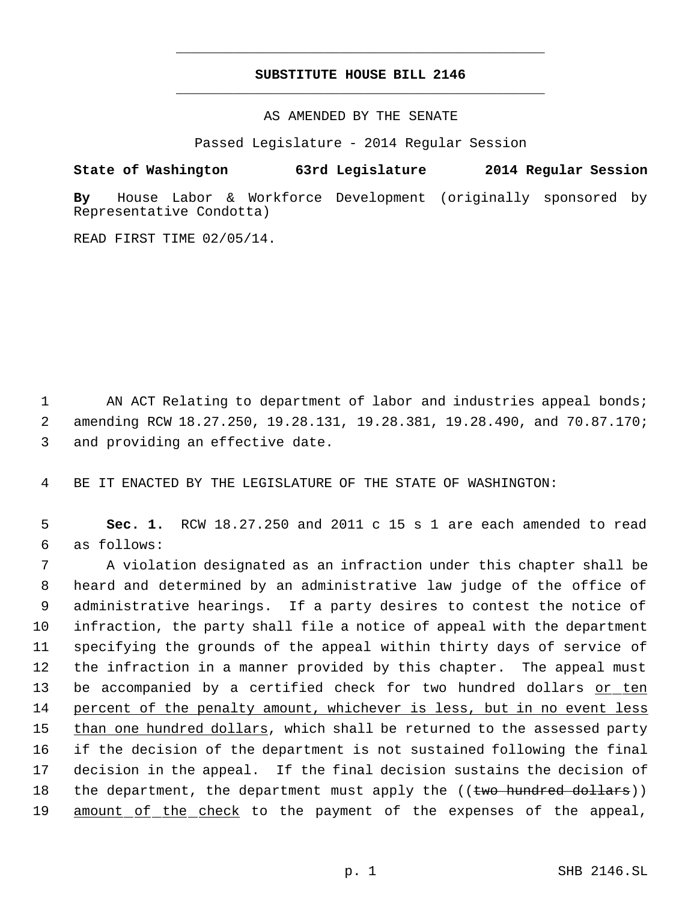# SUBSTITUTE HOUSE BILL 2146

AS AMENDED BY THE SENATE

Passed Legislature - 2014 Regular Session

**State of Washington 63rd Legislature 2014 Regular Session**

**By** House Labor & Workforce Development (originally sponsored by Representative Condotta)

READ FIRST TIME 02/05/14.

1 AN ACT Relating to department of labor and industries appeal bonds;
2 amending RCW 18.27.250, 19.28.131, 19.28.381, 19.28.490, and 70.87.170;
3 and providing an effective date.

4 BE IT ENACTED BY THE LEGISLATURE OF THE STATE OF WASHINGTON:

5 **Sec. 1.** RCW 18.27.250 and 2011 c 15 s 1 are each amended to read
6 as follows:

7 A violation designated as an infraction under this chapter shall be
8 heard and determined by an administrative law judge of the office of
9 administrative hearings. If a party desires to contest the notice of
10 infraction, the party shall file a notice of appeal with the department
11 specifying the grounds of the appeal within thirty days of service of
12 the infraction in a manner provided by this chapter. The appeal must
13 be accompanied by a certified check for two hundred dollars <u>or ten</u>
14 <u>percent of the penalty amount, whichever is less, but in no event less</u>
15 <u>than one hundred dollars</u>, which shall be returned to the assessed party
16 if the decision of the department is not sustained following the final
17 decision in the appeal. If the final decision sustains the decision of
18 the department, the department must apply the ((~~two hundred dollars~~))
19 <u>amount of the check</u> to the payment of the expenses of the appeal,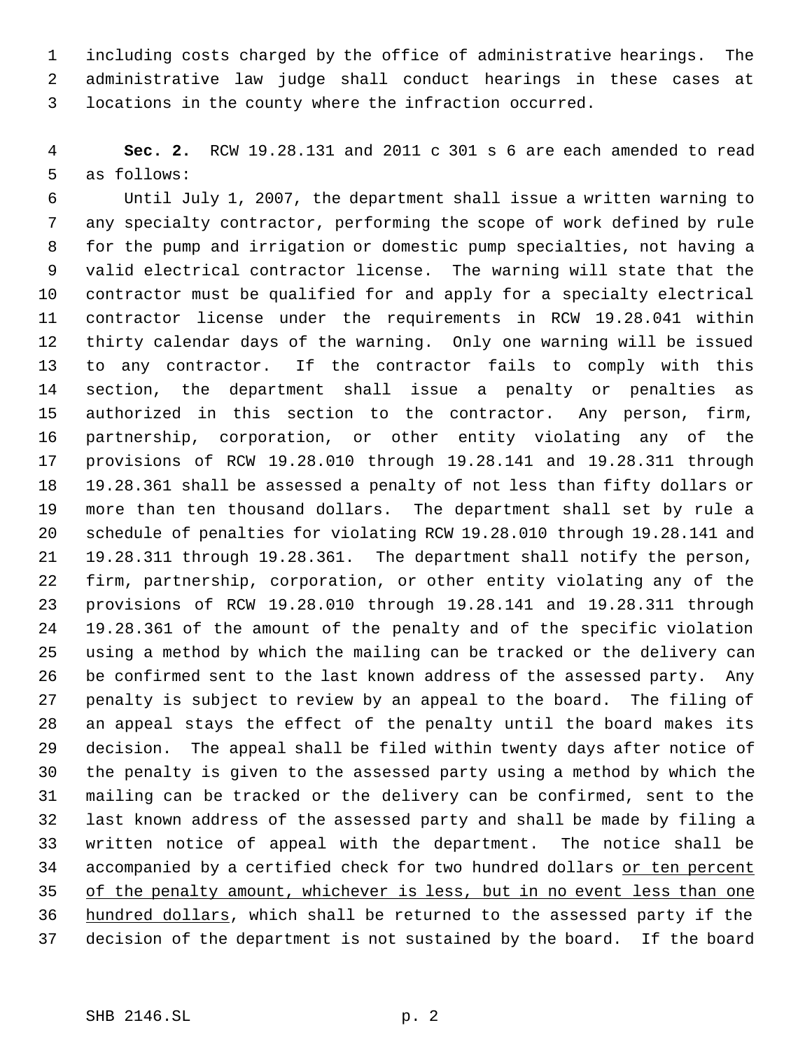including costs charged by the office of administrative hearings. The administrative law judge shall conduct hearings in these cases at locations in the county where the infraction occurred.

**Sec. 2.** RCW 19.28.131 and 2011 c 301 s 6 are each amended to read as follows:

Until July 1, 2007, the department shall issue a written warning to any specialty contractor, performing the scope of work defined by rule for the pump and irrigation or domestic pump specialties, not having a valid electrical contractor license. The warning will state that the contractor must be qualified for and apply for a specialty electrical contractor license under the requirements in RCW 19.28.041 within thirty calendar days of the warning. Only one warning will be issued to any contractor. If the contractor fails to comply with this section, the department shall issue a penalty or penalties as authorized in this section to the contractor. Any person, firm, partnership, corporation, or other entity violating any of the provisions of RCW 19.28.010 through 19.28.141 and 19.28.311 through 19.28.361 shall be assessed a penalty of not less than fifty dollars or more than ten thousand dollars. The department shall set by rule a schedule of penalties for violating RCW 19.28.010 through 19.28.141 and 19.28.311 through 19.28.361. The department shall notify the person, firm, partnership, corporation, or other entity violating any of the provisions of RCW 19.28.010 through 19.28.141 and 19.28.311 through 19.28.361 of the amount of the penalty and of the specific violation using a method by which the mailing can be tracked or the delivery can be confirmed sent to the last known address of the assessed party. Any penalty is subject to review by an appeal to the board. The filing of an appeal stays the effect of the penalty until the board makes its decision. The appeal shall be filed within twenty days after notice of the penalty is given to the assessed party using a method by which the mailing can be tracked or the delivery can be confirmed, sent to the last known address of the assessed party and shall be made by filing a written notice of appeal with the department. The notice shall be accompanied by a certified check for two hundred dollars <u>or ten percent of the penalty amount, whichever is less, but in no event less than one hundred dollars</u>, which shall be returned to the assessed party if the decision of the department is not sustained by the board. If the board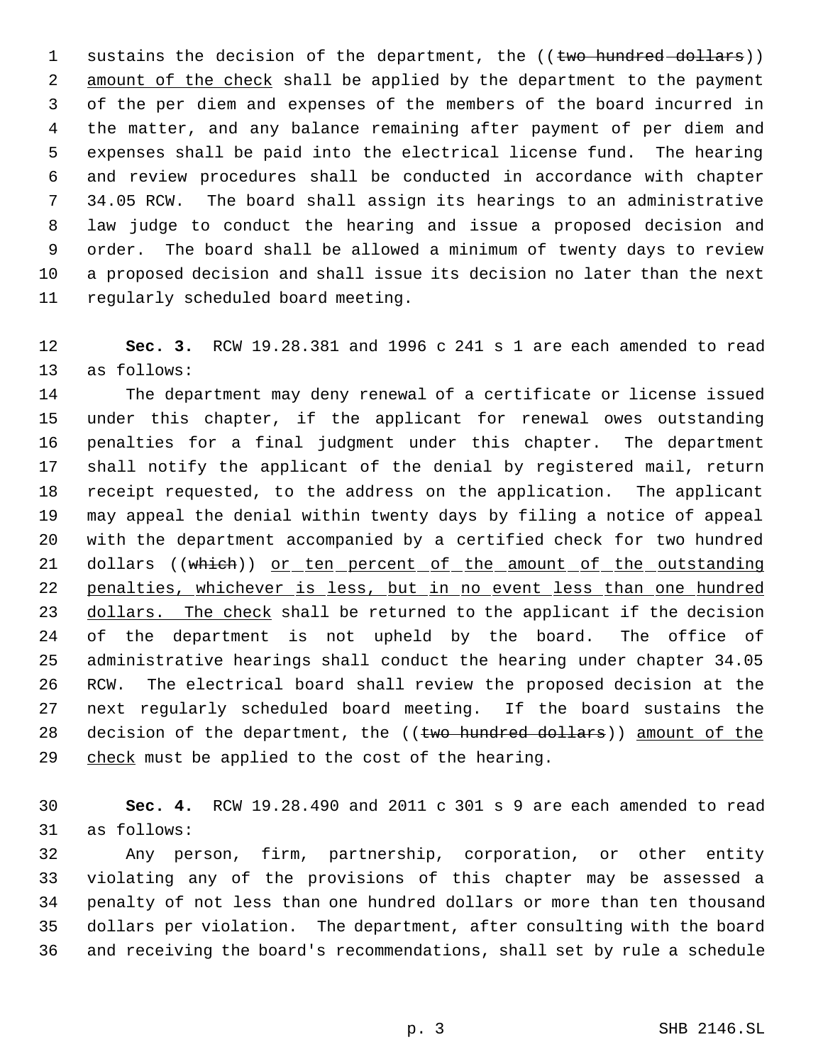sustains the decision of the department, the ((~~two hundred dollars~~)) <u>amount of the check</u> shall be applied by the department to the payment of the per diem and expenses of the members of the board incurred in the matter, and any balance remaining after payment of per diem and expenses shall be paid into the electrical license fund. The hearing and review procedures shall be conducted in accordance with chapter 34.05 RCW. The board shall assign its hearings to an administrative law judge to conduct the hearing and issue a proposed decision and order. The board shall be allowed a minimum of twenty days to review a proposed decision and shall issue its decision no later than the next regularly scheduled board meeting.

**Sec. 3.** RCW 19.28.381 and 1996 c 241 s 1 are each amended to read as follows:

The department may deny renewal of a certificate or license issued under this chapter, if the applicant for renewal owes outstanding penalties for a final judgment under this chapter. The department shall notify the applicant of the denial by registered mail, return receipt requested, to the address on the application. The applicant may appeal the denial within twenty days by filing a notice of appeal with the department accompanied by a certified check for two hundred dollars ((~~which~~)) <u>or ten percent of the amount of the outstanding penalties, whichever is less, but in no event less than one hundred dollars. The check</u> shall be returned to the applicant if the decision of the department is not upheld by the board. The office of administrative hearings shall conduct the hearing under chapter 34.05 RCW. The electrical board shall review the proposed decision at the next regularly scheduled board meeting. If the board sustains the decision of the department, the ((~~two hundred dollars~~)) <u>amount of the check</u> must be applied to the cost of the hearing.

**Sec. 4.** RCW 19.28.490 and 2011 c 301 s 9 are each amended to read as follows:

Any person, firm, partnership, corporation, or other entity violating any of the provisions of this chapter may be assessed a penalty of not less than one hundred dollars or more than ten thousand dollars per violation. The department, after consulting with the board and receiving the board's recommendations, shall set by rule a schedule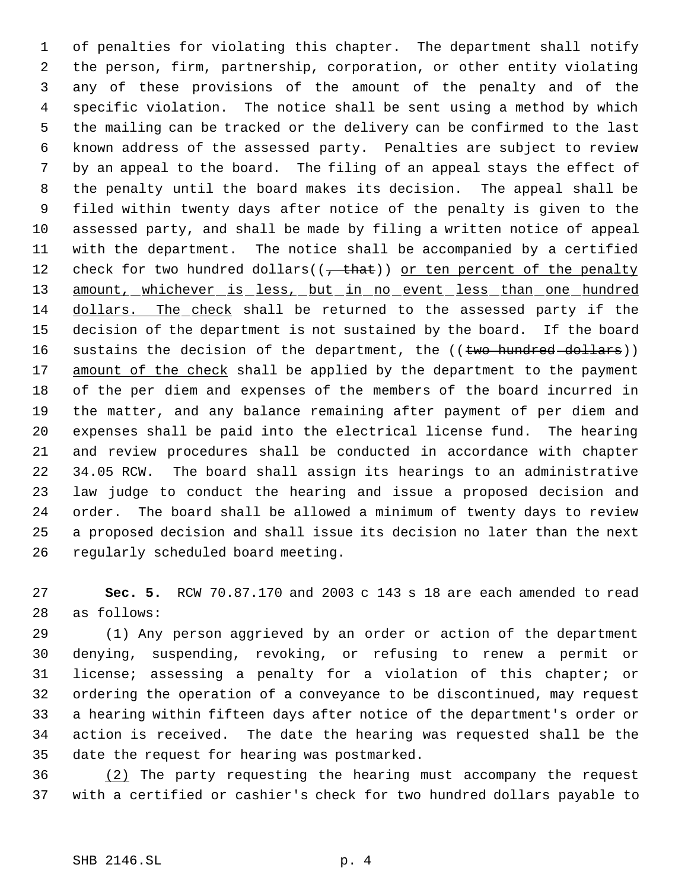of penalties for violating this chapter. The department shall notify the person, firm, partnership, corporation, or other entity violating any of these provisions of the amount of the penalty and of the specific violation. The notice shall be sent using a method by which the mailing can be tracked or the delivery can be confirmed to the last known address of the assessed party. Penalties are subject to review by an appeal to the board. The filing of an appeal stays the effect of the penalty until the board makes its decision. The appeal shall be filed within twenty days after notice of the penalty is given to the assessed party, and shall be made by filing a written notice of appeal with the department. The notice shall be accompanied by a certified check for two hundred dollars((~~, that~~)) <u>or ten percent of the penalty amount, whichever is less, but in no event less than one hundred dollars. The check</u> shall be returned to the assessed party if the decision of the department is not sustained by the board. If the board sustains the decision of the department, the ((~~two hundred dollars~~)) <u>amount of the check</u> shall be applied by the department to the payment of the per diem and expenses of the members of the board incurred in the matter, and any balance remaining after payment of per diem and expenses shall be paid into the electrical license fund. The hearing and review procedures shall be conducted in accordance with chapter 34.05 RCW. The board shall assign its hearings to an administrative law judge to conduct the hearing and issue a proposed decision and order. The board shall be allowed a minimum of twenty days to review a proposed decision and shall issue its decision no later than the next regularly scheduled board meeting.

**Sec. 5.** RCW 70.87.170 and 2003 c 143 s 18 are each amended to read as follows:

(1) Any person aggrieved by an order or action of the department denying, suspending, revoking, or refusing to renew a permit or license; assessing a penalty for a violation of this chapter; or ordering the operation of a conveyance to be discontinued, may request a hearing within fifteen days after notice of the department's order or action is received. The date the hearing was requested shall be the date the request for hearing was postmarked.

<u>(2)</u> The party requesting the hearing must accompany the request with a certified or cashier's check for two hundred dollars payable to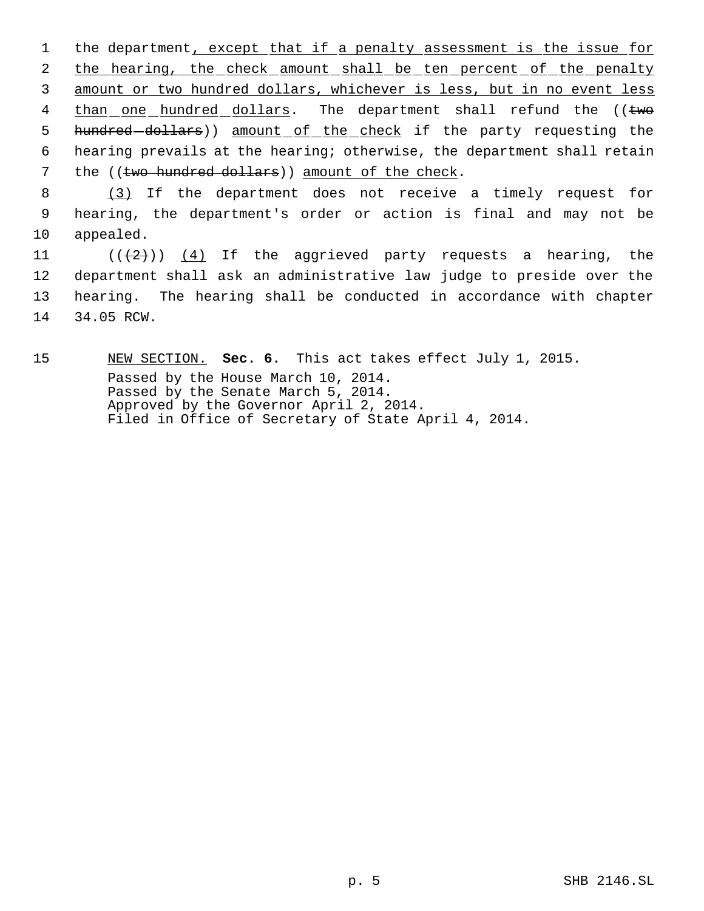the department, except that if a penalty assessment is the issue for the hearing, the check amount shall be ten percent of the penalty amount or two hundred dollars, whichever is less, but in no event less than one hundred dollars. The department shall refund the ((two hundred dollars)) amount of the check if the party requesting the hearing prevails at the hearing; otherwise, the department shall retain the ((two hundred dollars)) amount of the check.

(3) If the department does not receive a timely request for hearing, the department's order or action is final and may not be appealed.

(((2))) (4) If the aggrieved party requests a hearing, the department shall ask an administrative law judge to preside over the hearing. The hearing shall be conducted in accordance with chapter 34.05 RCW.

NEW SECTION. **Sec. 6.** This act takes effect July 1, 2015.

Passed by the House March 10, 2014.
Passed by the Senate March 5, 2014.
Approved by the Governor April 2, 2014.
Filed in Office of Secretary of State April 4, 2014.